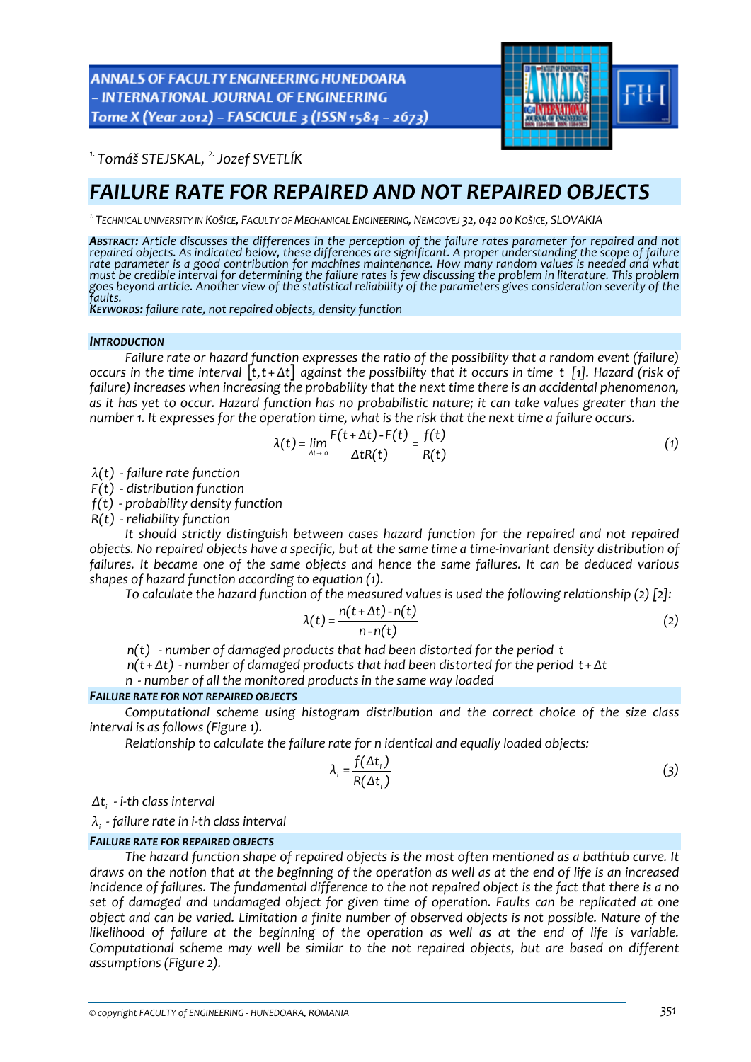[1.] Tomáš STEJSKAL, [2.] Jozef SVETLÍK

# FAILURE RATE FOR REPAIRED AND NOT REPAIRED OBJECTS

[1.] TECHNICAL UNIVERSITY IN KOŠICE, FACULTY OF MECHANICAL ENGINEERING, NEMCOVEJ 32, 042 00 KOŠICE, SLOVAKIA

***ABSTRACT:*** *Article discusses the differences in the perception of the failure rates parameter for repaired and not repaired objects. As indicated below, these differences are significant. A proper understanding the scope of failure rate parameter is a good contribution for machines maintenance. How many random values is needed and what must be credible interval for determining the failure rates is few discussing the problem in literature. This problem goes beyond article. Another view of the statistical reliability of the parameters gives consideration severity of the faults.*
***KEYWORDS:*** *failure rate, not repaired objects, density function*

## INTRODUCTION

Failure rate or hazard function expresses the ratio of the possibility that a random event (failure) occurs in the time interval $[t, t+\Delta t]$ against the possibility that it occurs in time $t$ [1]. Hazard (risk of failure) increases when increasing the probability that the next time there is an accidental phenomenon, as it has yet to occur. Hazard function has no probabilistic nature; it can take values greater than the number 1. It expresses for the operation time, what is the risk that the next time a failure occurs.

$$\lambda(t) = \lim_{\Delta t \to 0} \frac{F(t+\Delta t) - F(t)}{\Delta t R(t)} = \frac{f(t)}{R(t)} \tag{1}$$

$\lambda(t)$ - failure rate function
$F(t)$ - distribution function
$f(t)$ - probability density function
$R(t)$ - reliability function

It should strictly distinguish between cases hazard function for the repaired and not repaired objects. No repaired objects have a specific, but at the same time a time-invariant density distribution of failures. It became one of the same objects and hence the same failures. It can be deduced various shapes of hazard function according to equation (1).

To calculate the hazard function of the measured values is used the following relationship (2) [2]:

$$\lambda(t) = \frac{n(t+\Delta t) - n(t)}{n - n(t)} \tag{2}$$

$n(t)$ - number of damaged products that had been distorted for the period $t$
$n(t+\Delta t)$ - number of damaged products that had been distorted for the period $t+\Delta t$
$n$ - number of all the monitored products in the same way loaded

## FAILURE RATE FOR NOT REPAIRED OBJECTS

Computational scheme using histogram distribution and the correct choice of the size class interval is as follows (Figure 1).

Relationship to calculate the failure rate for n identical and equally loaded objects:

$$\lambda_i = \frac{f(\Delta t_i)}{R(\Delta t_i)} \tag{3}$$

$\Delta t_i$ - i-th class interval

$\lambda_i$ - failure rate in i-th class interval

## FAILURE RATE FOR REPAIRED OBJECTS

The hazard function shape of repaired objects is the most often mentioned as a bathtub curve. It draws on the notion that at the beginning of the operation as well as at the end of life is an increased incidence of failures. The fundamental difference to the not repaired object is the fact that there is a no set of damaged and undamaged object for given time of operation. Faults can be replicated at one object and can be varied. Limitation a finite number of observed objects is not possible. Nature of the likelihood of failure at the beginning of the operation as well as at the end of life is variable. Computational scheme may well be similar to the not repaired objects, but are based on different assumptions (Figure 2).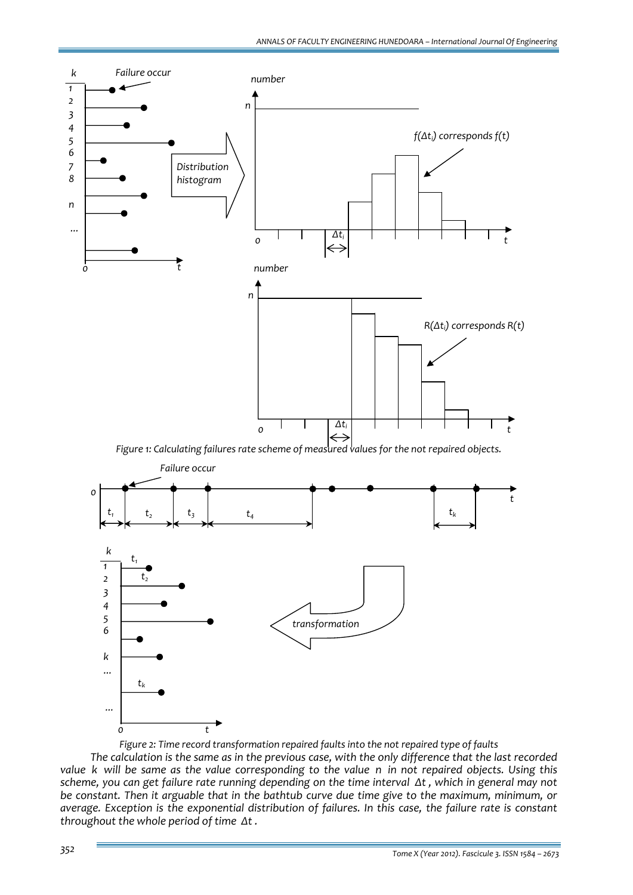Figure 1: Calculating failures rate scheme of measured values for the not repaired objects.

Figure 2: Time record transformation repaired faults into the not repaired type of faults

*The calculation is the same as in the previous case, with the only difference that the last recorded value $k$ will be same as the value corresponding to the value $n$ in not repaired objects. Using this scheme, you can get failure rate running depending on the time interval $\Delta t$, which in general may not be constant. Then it arguable that in the bathtub curve due time give to the maximum, minimum, or average. Exception is the exponential distribution of failures. In this case, the failure rate is constant throughout the whole period of time $\Delta t$.*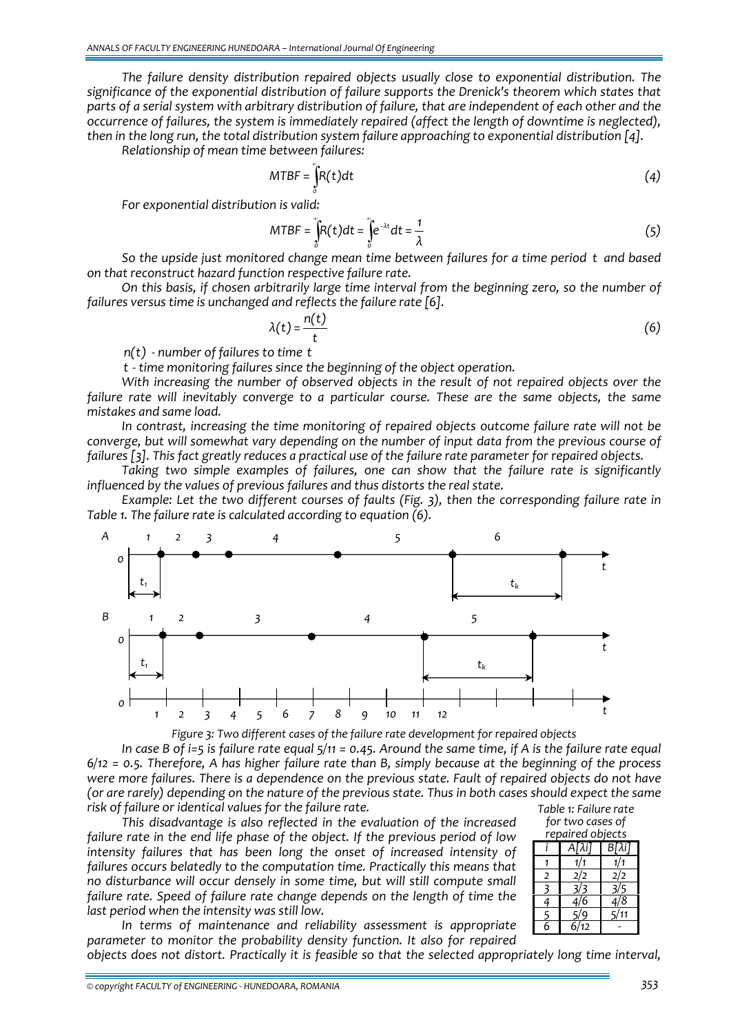*The failure density distribution repaired objects usually close to exponential distribution. The significance of the exponential distribution of failure supports the Drenick's theorem which states that parts of a serial system with arbitrary distribution of failure, that are independent of each other and the occurrence of failures, the system is immediately repaired (affect the length of downtime is neglected), then in the long run, the total distribution system failure approaching to exponential distribution [4].*

*Relationship of mean time between failures:*

$$MTBF = \int_0^{\infty} R(t)dt \tag{4}$$

*For exponential distribution is valid:*

$$MTBF = \int_0^{\infty} R(t)dt = \int_0^{\infty} e^{-\lambda t}dt = \frac{1}{\lambda} \tag{5}$$

*So the upside just monitored change mean time between failures for a time period $t$ and based on that reconstruct hazard function respective failure rate.*

*On this basis, if chosen arbitrarily large time interval from the beginning zero, so the number of failures versus time is unchanged and reflects the failure rate [6].*

$$\lambda(t) = \frac{n(t)}{t} \tag{6}$$

*$n(t)$ - number of failures to time $t$*

*$t$ - time monitoring failures since the beginning of the object operation.*

*With increasing the number of observed objects in the result of not repaired objects over the failure rate will inevitably converge to a particular course. These are the same objects, the same mistakes and same load.*

*In contrast, increasing the time monitoring of repaired objects outcome failure rate will not be converge, but will somewhat vary depending on the number of input data from the previous course of failures [3]. This fact greatly reduces a practical use of the failure rate parameter for repaired objects.*

*Taking two simple examples of failures, one can show that the failure rate is significantly influenced by the values of previous failures and thus distorts the real state.*

*Example: Let the two different courses of faults (Fig. 3), then the corresponding failure rate in Table 1. The failure rate is calculated according to equation (6).*

*Figure 3: Two different cases of the failure rate development for repaired objects*

*In case B of i=5 is failure rate equal 5/11 = 0.45. Around the same time, if A is the failure rate equal 6/12 = 0.5. Therefore, A has higher failure rate than B, simply because at the beginning of the process were more failures. There is a dependence on the previous state. Fault of repaired objects do not have (or are rarely) depending on the nature of the previous state. Thus in both cases should expect the same risk of failure or identical values for the failure rate.*

*This disadvantage is also reflected in the evaluation of the increased failure rate in the end life phase of the object. If the previous period of low intensity failures that has been long the onset of increased intensity of failures occurs belatedly to the computation time. Practically this means that no disturbance will occur densely in some time, but will still compute small failure rate. Speed of failure rate change depends on the length of time the last period when the intensity was still low.*

*Table 1: Failure rate for two cases of repaired objects*

| i | A[λi] | B[λi] |
|---|---|---|
| 1 | 1/1 | 1/1 |
| 2 | 2/2 | 2/2 |
| 3 | 3/3 | 3/5 |
| 4 | 4/6 | 4/8 |
| 5 | 5/9 | 5/11 |
| 6 | 6/12 | - |

*In terms of maintenance and reliability assessment is appropriate parameter to monitor the probability density function. It also for repaired objects does not distort. Practically it is feasible so that the selected appropriately long time interval,*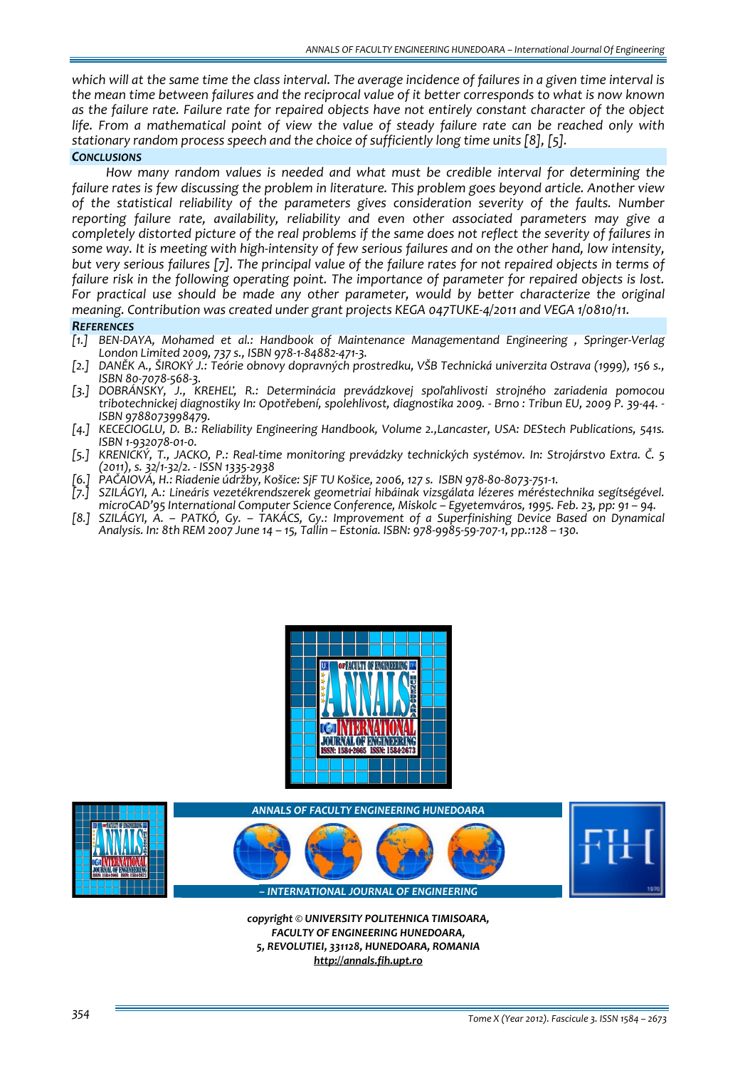*which will at the same time the class interval. The average incidence of failures in a given time interval is the mean time between failures and the reciprocal value of it better corresponds to what is now known as the failure rate. Failure rate for repaired objects have not entirely constant character of the object life. From a mathematical point of view the value of steady failure rate can be reached only with stationary random process speech and the choice of sufficiently long time units [8], [5].*

## CONCLUSIONS

*How many random values is needed and what must be credible interval for determining the failure rates is few discussing the problem in literature. This problem goes beyond article. Another view of the statistical reliability of the parameters gives consideration severity of the faults. Number reporting failure rate, availability, reliability and even other associated parameters may give a completely distorted picture of the real problems if the same does not reflect the severity of failures in some way. It is meeting with high-intensity of few serious failures and on the other hand, low intensity, but very serious failures [7]. The principal value of the failure rates for not repaired objects in terms of failure risk in the following operating point. The importance of parameter for repaired objects is lost. For practical use should be made any other parameter, would by better characterize the original meaning. Contribution was created under grant projects KEGA 047TUKE-4/2011 and VEGA 1/0810/11.*

## REFERENCES

[1.] BEN-DAYA, Mohamed et al.: Handbook of Maintenance Managementand Engineering , Springer-Verlag London Limited 2009, 737 s., ISBN 978-1-84882-471-3.

[2.] DANĚK A., ŠIROKÝ J.: Teórie obnovy dopravných prostredku, VŠB Technická univerzita Ostrava (1999), 156 s., ISBN 80-7078-568-3.

[3.] DOBRÁNSKY, J., KREHEĽ, R.: Determinácia prevádzkovej spoľahlivosti strojného zariadenia pomocou tribotechnickej diagnostiky In: Opotřebení, spolehlivost, diagnostika 2009. - Brno : Tribun EU, 2009 P. 39-44. - ISBN 9788073998479.

[4.] KECECIOGLU, D. B.: Reliability Engineering Handbook, Volume 2.,Lancaster, USA: DEStech Publications, 541s. ISBN 1-932078-01-0.

[5.] KRENICKÝ, T., JACKO, P.: Real-time monitoring prevádzky technických systémov. In: Strojárstvo Extra. Č. 5 (2011), s. 32/1-32/2. - ISSN 1335-2938

[6.] PAČAIOVÁ, H.: Riadenie údržby, Košice: SjF TU Košice, 2006, 127 s. ISBN 978-80-8073-751-1.

[7.] SZILÁGYI, A.: Lineáris vezetékrendszerek geometriai hibáinak vizsgálata lézeres méréstechnika segítségével. microCAD'95 International Computer Science Conference, Miskolc – Egyetemváros, 1995. Feb. 23, pp: 91 – 94.

[8.] SZILÁGYI, A. – PATKÓ, Gy. – TAKÁCS, Gy.: Improvement of a Superfinishing Device Based on Dynamical Analysis. In: 8th REM 2007 June 14 – 15, Tallin – Estonia. ISBN: 978-9985-59-707-1, pp.:128 – 130.

ANNALS OF FACULTY ENGINEERING HUNEDOARA – INTERNATIONAL JOURNAL OF ENGINEERING

*copyright © UNIVERSITY POLITEHNICA TIMISOARA, FACULTY OF ENGINEERING HUNEDOARA, 5, REVOLUTIEI, 331128, HUNEDOARA, ROMANIA*
http://annals.fih.upt.ro